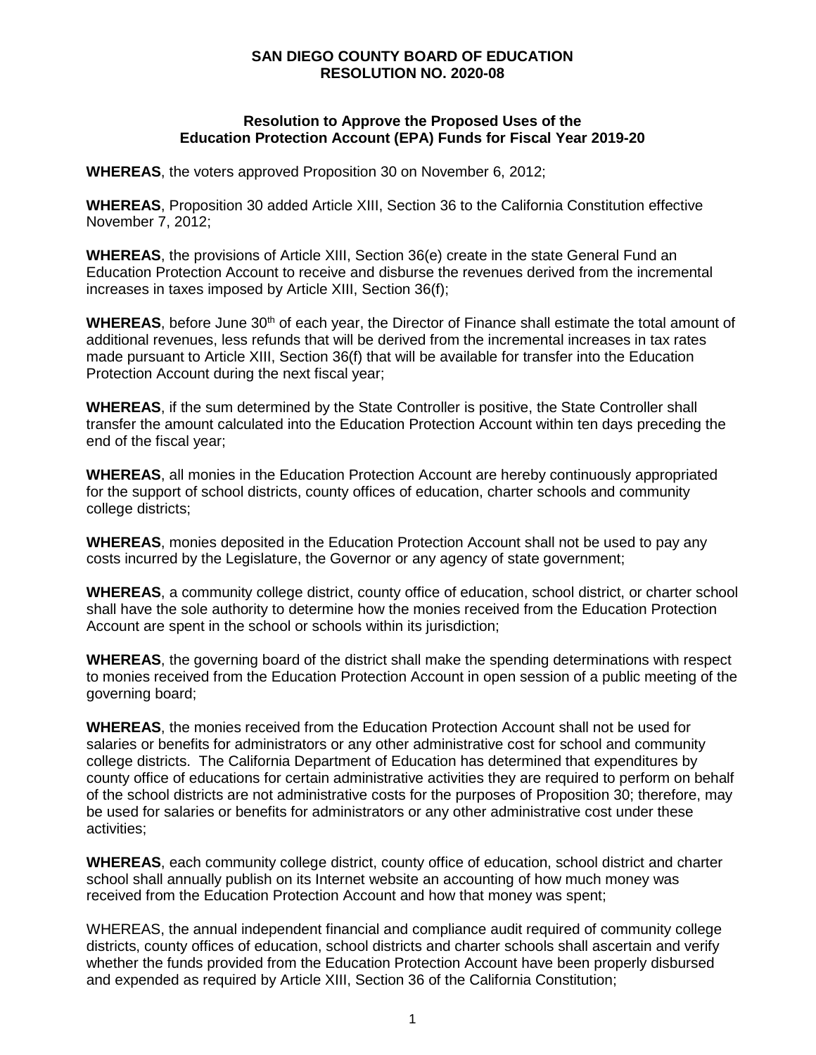# SAN DIEGO COUNTY BOARD OF EDUCATION
# RESOLUTION NO. 2020-08

## Resolution to Approve the Proposed Uses of the Education Protection Account (EPA) Funds for Fiscal Year 2019-20

**WHEREAS**, the voters approved Proposition 30 on November 6, 2012;

**WHEREAS**, Proposition 30 added Article XIII, Section 36 to the California Constitution effective November 7, 2012;

**WHEREAS**, the provisions of Article XIII, Section 36(e) create in the state General Fund an Education Protection Account to receive and disburse the revenues derived from the incremental increases in taxes imposed by Article XIII, Section 36(f);

**WHEREAS**, before June 30th of each year, the Director of Finance shall estimate the total amount of additional revenues, less refunds that will be derived from the incremental increases in tax rates made pursuant to Article XIII, Section 36(f) that will be available for transfer into the Education Protection Account during the next fiscal year;

**WHEREAS**, if the sum determined by the State Controller is positive, the State Controller shall transfer the amount calculated into the Education Protection Account within ten days preceding the end of the fiscal year;

**WHEREAS**, all monies in the Education Protection Account are hereby continuously appropriated for the support of school districts, county offices of education, charter schools and community college districts;

**WHEREAS**, monies deposited in the Education Protection Account shall not be used to pay any costs incurred by the Legislature, the Governor or any agency of state government;

**WHEREAS**, a community college district, county office of education, school district, or charter school shall have the sole authority to determine how the monies received from the Education Protection Account are spent in the school or schools within its jurisdiction;

**WHEREAS**, the governing board of the district shall make the spending determinations with respect to monies received from the Education Protection Account in open session of a public meeting of the governing board;

**WHEREAS**, the monies received from the Education Protection Account shall not be used for salaries or benefits for administrators or any other administrative cost for school and community college districts. The California Department of Education has determined that expenditures by county office of educations for certain administrative activities they are required to perform on behalf of the school districts are not administrative costs for the purposes of Proposition 30; therefore, may be used for salaries or benefits for administrators or any other administrative cost under these activities;

**WHEREAS**, each community college district, county office of education, school district and charter school shall annually publish on its Internet website an accounting of how much money was received from the Education Protection Account and how that money was spent;

WHEREAS, the annual independent financial and compliance audit required of community college districts, county offices of education, school districts and charter schools shall ascertain and verify whether the funds provided from the Education Protection Account have been properly disbursed and expended as required by Article XIII, Section 36 of the California Constitution;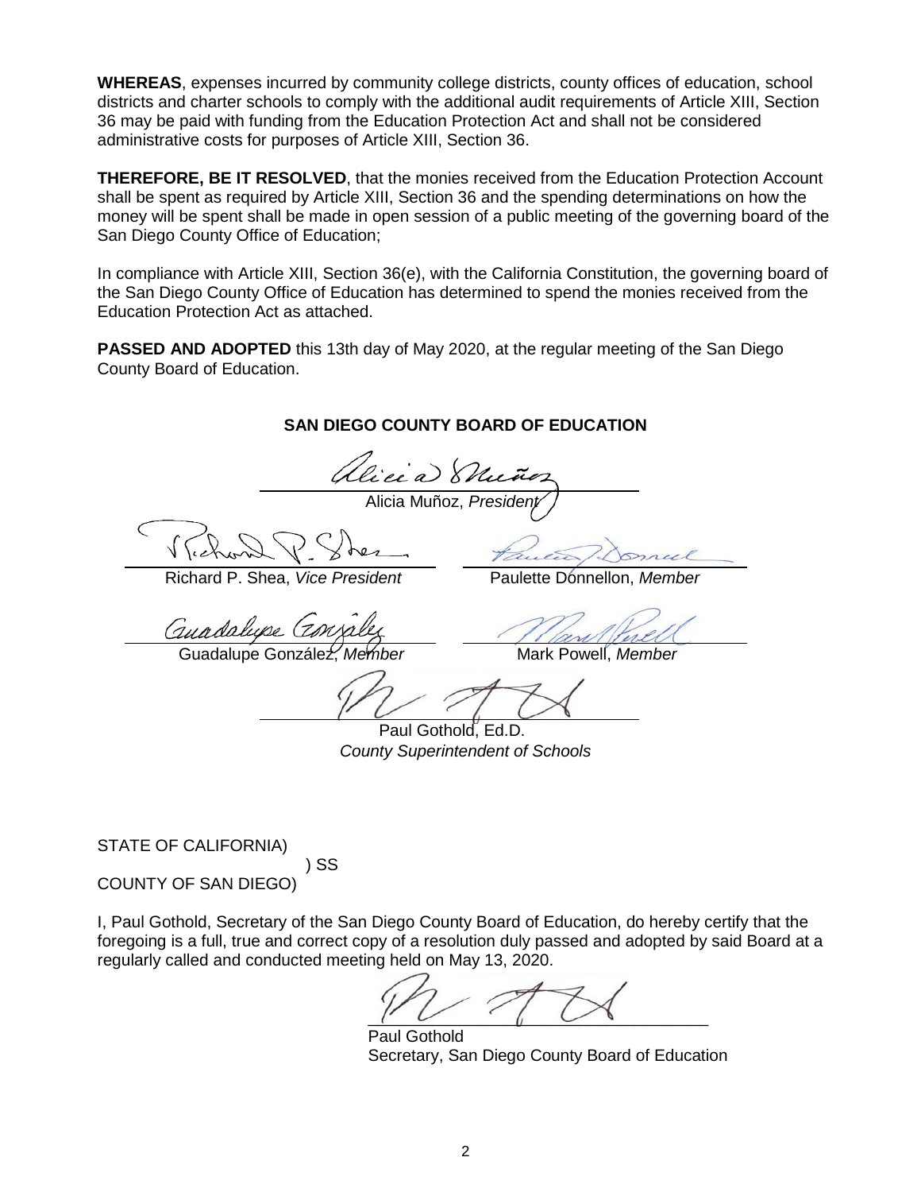**WHEREAS**, expenses incurred by community college districts, county offices of education, school districts and charter schools to comply with the additional audit requirements of Article XIII, Section 36 may be paid with funding from the Education Protection Act and shall not be considered administrative costs for purposes of Article XIII, Section 36.

**THEREFORE, BE IT RESOLVED**, that the monies received from the Education Protection Account shall be spent as required by Article XIII, Section 36 and the spending determinations on how the money will be spent shall be made in open session of a public meeting of the governing board of the San Diego County Office of Education;

In compliance with Article XIII, Section 36(e), with the California Constitution, the governing board of the San Diego County Office of Education has determined to spend the monies received from the Education Protection Act as attached.

**PASSED AND ADOPTED** this 13th day of May 2020, at the regular meeting of the San Diego County Board of Education.

**SAN DIEGO COUNTY BOARD OF EDUCATION**

Alicia Muñoz, *President*

Richard P. Shea, *Vice President*

Paulette Donnellon, *Member*

Guadalupe González, *Member*

Mark Powell, *Member*

Paul Gothold, Ed.D.
*County Superintendent of Schools*

STATE OF CALIFORNIA)
) SS
COUNTY OF SAN DIEGO)

I, Paul Gothold, Secretary of the San Diego County Board of Education, do hereby certify that the foregoing is a full, true and correct copy of a resolution duly passed and adopted by said Board at a regularly called and conducted meeting held on May 13, 2020.

Paul Gothold
Secretary, San Diego County Board of Education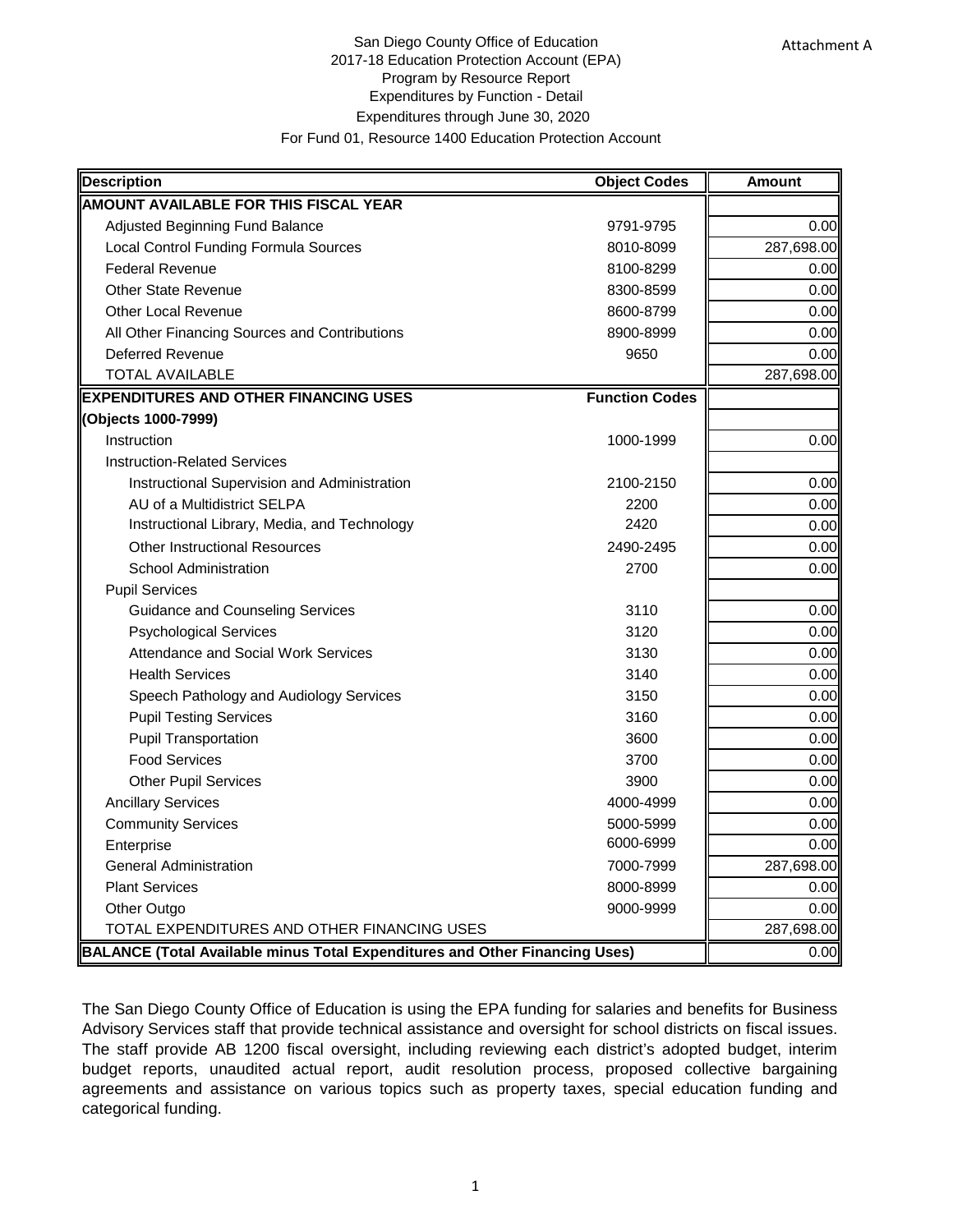Attachment A

San Diego County Office of Education
2017-18 Education Protection Account (EPA)
Program by Resource Report
Expenditures by Function - Detail
Expenditures through June 30, 2020
For Fund 01, Resource 1400 Education Protection Account

| **Description** | **Object Codes** | **Amount** |
|---|---|---|
| **AMOUNT AVAILABLE FOR THIS FISCAL YEAR** | | |
| Adjusted Beginning Fund Balance | 9791-9795 | 0.00 |
| Local Control Funding Formula Sources | 8010-8099 | 287,698.00 |
| Federal Revenue | 8100-8299 | 0.00 |
| Other State Revenue | 8300-8599 | 0.00 |
| Other Local Revenue | 8600-8799 | 0.00 |
| All Other Financing Sources and Contributions | 8900-8999 | 0.00 |
| Deferred Revenue | 9650 | 0.00 |
| TOTAL AVAILABLE | | 287,698.00 |
| **EXPENDITURES AND OTHER FINANCING USES** | **Function Codes** | |
| **(Objects 1000-7999)** | | |
| Instruction | 1000-1999 | 0.00 |
| Instruction-Related Services | | |
| Instructional Supervision and Administration | 2100-2150 | 0.00 |
| AU of a Multidistrict SELPA | 2200 | 0.00 |
| Instructional Library, Media, and Technology | 2420 | 0.00 |
| Other Instructional Resources | 2490-2495 | 0.00 |
| School Administration | 2700 | 0.00 |
| Pupil Services | | |
| Guidance and Counseling Services | 3110 | 0.00 |
| Psychological Services | 3120 | 0.00 |
| Attendance and Social Work Services | 3130 | 0.00 |
| Health Services | 3140 | 0.00 |
| Speech Pathology and Audiology Services | 3150 | 0.00 |
| Pupil Testing Services | 3160 | 0.00 |
| Pupil Transportation | 3600 | 0.00 |
| Food Services | 3700 | 0.00 |
| Other Pupil Services | 3900 | 0.00 |
| Ancillary Services | 4000-4999 | 0.00 |
| Community Services | 5000-5999 | 0.00 |
| Enterprise | 6000-6999 | 0.00 |
| General Administration | 7000-7999 | 287,698.00 |
| Plant Services | 8000-8999 | 0.00 |
| Other Outgo | 9000-9999 | 0.00 |
| TOTAL EXPENDITURES AND OTHER FINANCING USES | | 287,698.00 |
| **BALANCE (Total Available minus Total Expenditures and Other Financing Uses)** | | 0.00 |

The San Diego County Office of Education is using the EPA funding for salaries and benefits for Business Advisory Services staff that provide technical assistance and oversight for school districts on fiscal issues. The staff provide AB 1200 fiscal oversight, including reviewing each district's adopted budget, interim budget reports, unaudited actual report, audit resolution process, proposed collective bargaining agreements and assistance on various topics such as property taxes, special education funding and categorical funding.